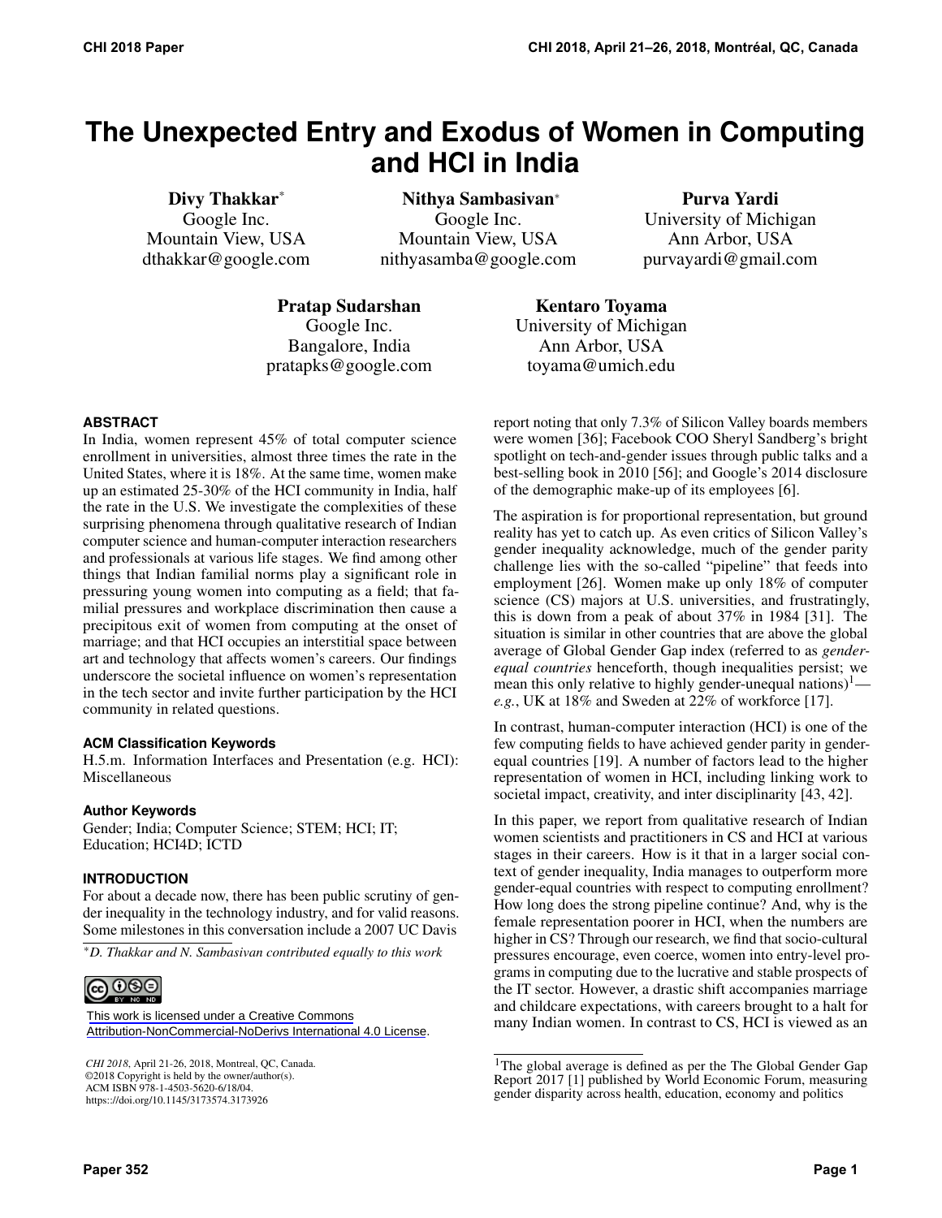# The Unexpected Entry and Exodus of Women in Computing and HCI in India

**Divy Thakkar***
Google Inc.
Mountain View, USA
dthakkar@google.com

**Nithya Sambasivan***
Google Inc.
Mountain View, USA
nithyasamba@google.com

**Purva Yardi**
University of Michigan
Ann Arbor, USA
purvayardi@gmail.com

**Pratap Sudarshan**
Google Inc.
Bangalore, India
pratapks@google.com

**Kentaro Toyama**
University of Michigan
Ann Arbor, USA
toyama@umich.edu

## ABSTRACT

In India, women represent 45% of total computer science enrollment in universities, almost three times the rate in the United States, where it is 18%. At the same time, women make up an estimated 25-30% of the HCI community in India, half the rate in the U.S. We investigate the complexities of these surprising phenomena through qualitative research of Indian computer science and human-computer interaction researchers and professionals at various life stages. We find among other things that Indian familial norms play a significant role in pressuring young women into computing as a field; that familial pressures and workplace discrimination then cause a precipitous exit of women from computing at the onset of marriage; and that HCI occupies an interstitial space between art and technology that affects women's careers. Our findings underscore the societal influence on women's representation in the tech sector and invite further participation by the HCI community in related questions.

### ACM Classification Keywords

H.5.m. Information Interfaces and Presentation (e.g. HCI): Miscellaneous

### Author Keywords

Gender; India; Computer Science; STEM; HCI; IT; Education; HCI4D; ICTD

## INTRODUCTION

For about a decade now, there has been public scrutiny of gender inequality in the technology industry, and for valid reasons. Some milestones in this conversation include a 2007 UC Davis report noting that only 7.3% of Silicon Valley boards members were women [36]; Facebook COO Sheryl Sandberg's bright spotlight on tech-and-gender issues through public talks and a best-selling book in 2010 [56]; and Google's 2014 disclosure of the demographic make-up of its employees [6].

The aspiration is for proportional representation, but ground reality has yet to catch up. As even critics of Silicon Valley's gender inequality acknowledge, much of the gender parity challenge lies with the so-called "pipeline" that feeds into employment [26]. Women make up only 18% of computer science (CS) majors at U.S. universities, and frustratingly, this is down from a peak of about 37% in 1984 [31]. The situation is similar in other countries that are above the global average of Global Gender Gap index (referred to as *gender-equal countries* henceforth, though inequalities persist; we mean this only relative to highly gender-unequal nations)[1]—*e.g.*, UK at 18% and Sweden at 22% of workforce [17].

In contrast, human-computer interaction (HCI) is one of the few computing fields to have achieved gender parity in gender-equal countries [19]. A number of factors lead to the higher representation of women in HCI, including linking work to societal impact, creativity, and inter disciplinarity [43, 42].

In this paper, we report from qualitative research of Indian women scientists and practitioners in CS and HCI at various stages in their careers. How is it that in a larger social context of gender inequality, India manages to outperform more gender-equal countries with respect to computing enrollment? How long does the strong pipeline continue? And, why is the female representation poorer in HCI, when the numbers are higher in CS? Through our research, we find that socio-cultural pressures encourage, even coerce, women into entry-level programs in computing due to the lucrative and stable prospects of the IT sector. However, a drastic shift accompanies marriage and childcare expectations, with careers brought to a halt for many Indian women. In contrast to CS, HCI is viewed as an

*D. Thakkar and N. Sambasivan contributed equally to this work

This work is licensed under a Creative Commons Attribution-NonCommercial-NoDerivs International 4.0 License.

*CHI 2018*, April 21-26, 2018, Montreal, QC, Canada.
©2018 Copyright is held by the owner/author(s).
ACM ISBN 978-1-4503-5620-6/18/04.
https://doi.org/10.1145/3173574.3173926

[1] The global average is defined as per the The Global Gender Gap Report 2017 [1] published by World Economic Forum, measuring gender disparity across health, education, economy and politics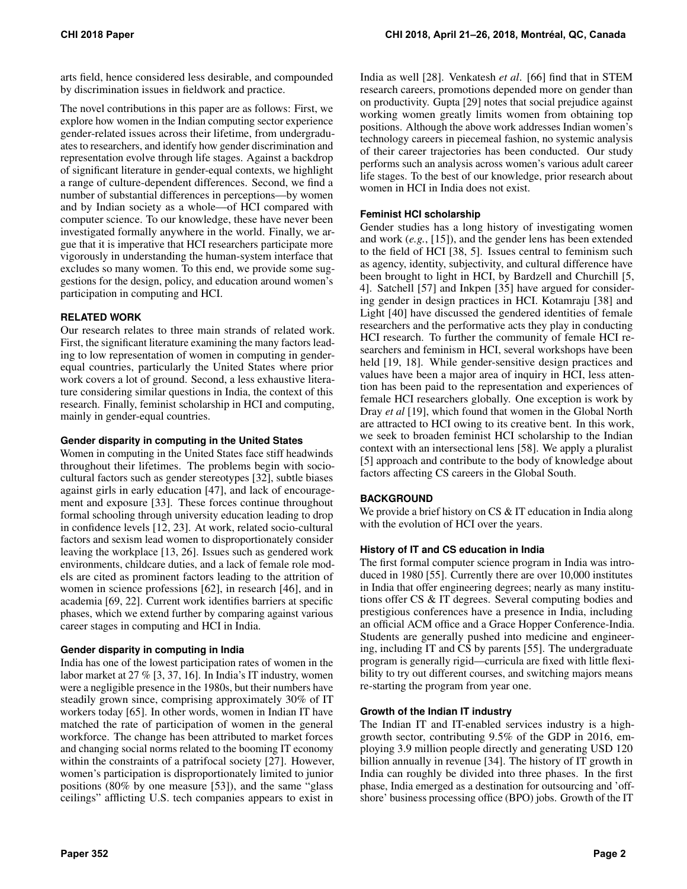arts field, hence considered less desirable, and compounded by discrimination issues in fieldwork and practice.

The novel contributions in this paper are as follows: First, we explore how women in the Indian computing sector experience gender-related issues across their lifetime, from undergraduates to researchers, and identify how gender discrimination and representation evolve through life stages. Against a backdrop of significant literature in gender-equal contexts, we highlight a range of culture-dependent differences. Second, we find a number of substantial differences in perceptions—by women and by Indian society as a whole—of HCI compared with computer science. To our knowledge, these have never been investigated formally anywhere in the world. Finally, we argue that it is imperative that HCI researchers participate more vigorously in understanding the human-system interface that excludes so many women. To this end, we provide some suggestions for the design, policy, and education around women's participation in computing and HCI.

## RELATED WORK

Our research relates to three main strands of related work. First, the significant literature examining the many factors leading to low representation of women in computing in gender-equal countries, particularly the United States where prior work covers a lot of ground. Second, a less exhaustive literature considering similar questions in India, the context of this research. Finally, feminist scholarship in HCI and computing, mainly in gender-equal countries.

### Gender disparity in computing in the United States

Women in computing in the United States face stiff headwinds throughout their lifetimes. The problems begin with socio-cultural factors such as gender stereotypes [32], subtle biases against girls in early education [47], and lack of encouragement and exposure [33]. These forces continue throughout formal schooling through university education leading to drop in confidence levels [12, 23]. At work, related socio-cultural factors and sexism lead women to disproportionately consider leaving the workplace [13, 26]. Issues such as gendered work environments, childcare duties, and a lack of female role models are cited as prominent factors leading to the attrition of women in science professions [62], in research [46], and in academia [69, 22]. Current work identifies barriers at specific phases, which we extend further by comparing against various career stages in computing and HCI in India.

### Gender disparity in computing in India

India has one of the lowest participation rates of women in the labor market at 27 % [3, 37, 16]. In India's IT industry, women were a negligible presence in the 1980s, but their numbers have steadily grown since, comprising approximately 30% of IT workers today [65]. In other words, women in Indian IT have matched the rate of participation of women in the general workforce. The change has been attributed to market forces and changing social norms related to the booming IT economy within the constraints of a patrifocal society [27]. However, women's participation is disproportionately limited to junior positions (80% by one measure [53]), and the same "glass ceilings" afflicting U.S. tech companies appears to exist in India as well [28]. Venkatesh *et al*. [66] find that in STEM research careers, promotions depended more on gender than on productivity. Gupta [29] notes that social prejudice against working women greatly limits women from obtaining top positions. Although the above work addresses Indian women's technology careers in piecemeal fashion, no systemic analysis of their career trajectories has been conducted. Our study performs such an analysis across women's various adult career life stages. To the best of our knowledge, prior research about women in HCI in India does not exist.

### Feminist HCI scholarship

Gender studies has a long history of investigating women and work (*e.g.*, [15]), and the gender lens has been extended to the field of HCI [38, 5]. Issues central to feminism such as agency, identity, subjectivity, and cultural difference have been brought to light in HCI, by Bardzell and Churchill [5, 4]. Satchell [57] and Inkpen [35] have argued for considering gender in design practices in HCI. Kotamraju [38] and Light [40] have discussed the gendered identities of female researchers and the performative acts they play in conducting HCI research. To further the community of female HCI researchers and feminism in HCI, several workshops have been held [19, 18]. While gender-sensitive design practices and values have been a major area of inquiry in HCI, less attention has been paid to the representation and experiences of female HCI researchers globally. One exception is work by Dray *et al* [19], which found that women in the Global North are attracted to HCI owing to its creative bent. In this work, we seek to broaden feminist HCI scholarship to the Indian context with an intersectional lens [58]. We apply a pluralist [5] approach and contribute to the body of knowledge about factors affecting CS careers in the Global South.

## BACKGROUND

We provide a brief history on CS & IT education in India along with the evolution of HCI over the years.

### History of IT and CS education in India

The first formal computer science program in India was introduced in 1980 [55]. Currently there are over 10,000 institutes in India that offer engineering degrees; nearly as many institutions offer CS & IT degrees. Several computing bodies and prestigious conferences have a presence in India, including an official ACM office and a Grace Hopper Conference-India. Students are generally pushed into medicine and engineering, including IT and CS by parents [55]. The undergraduate program is generally rigid—curricula are fixed with little flexibility to try out different courses, and switching majors means re-starting the program from year one.

### Growth of the Indian IT industry

The Indian IT and IT-enabled services industry is a high-growth sector, contributing 9.5% of the GDP in 2016, employing 3.9 million people directly and generating USD 120 billion annually in revenue [34]. The history of IT growth in India can roughly be divided into three phases. In the first phase, India emerged as a destination for outsourcing and 'offshore' business processing office (BPO) jobs. Growth of the IT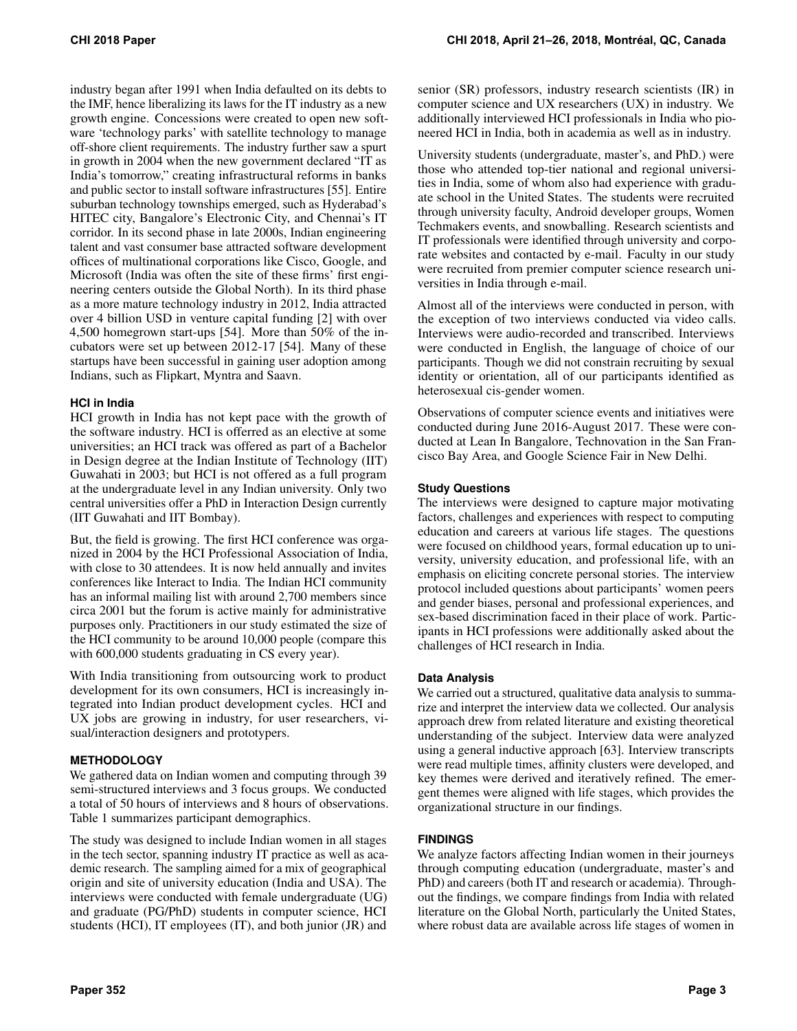industry began after 1991 when India defaulted on its debts to the IMF, hence liberalizing its laws for the IT industry as a new growth engine. Concessions were created to open new software 'technology parks' with satellite technology to manage off-shore client requirements. The industry further saw a spurt in growth in 2004 when the new government declared "IT as India's tomorrow," creating infrastructural reforms in banks and public sector to install software infrastructures [55]. Entire suburban technology townships emerged, such as Hyderabad's HITEC city, Bangalore's Electronic City, and Chennai's IT corridor. In its second phase in late 2000s, Indian engineering talent and vast consumer base attracted software development offices of multinational corporations like Cisco, Google, and Microsoft (India was often the site of these firms' first engineering centers outside the Global North). In its third phase as a more mature technology industry in 2012, India attracted over 4 billion USD in venture capital funding [2] with over 4,500 homegrown start-ups [54]. More than 50% of the incubators were set up between 2012-17 [54]. Many of these startups have been successful in gaining user adoption among Indians, such as Flipkart, Myntra and Saavn.

### HCI in India

HCI growth in India has not kept pace with the growth of the software industry. HCI is offerred as an elective at some universities; an HCI track was offered as part of a Bachelor in Design degree at the Indian Institute of Technology (IIT) Guwahati in 2003; but HCI is not offered as a full program at the undergraduate level in any Indian university. Only two central universities offer a PhD in Interaction Design currently (IIT Guwahati and IIT Bombay).

But, the field is growing. The first HCI conference was organized in 2004 by the HCI Professional Association of India, with close to 30 attendees. It is now held annually and invites conferences like Interact to India. The Indian HCI community has an informal mailing list with around 2,700 members since circa 2001 but the forum is active mainly for administrative purposes only. Practitioners in our study estimated the size of the HCI community to be around 10,000 people (compare this with 600,000 students graduating in CS every year).

With India transitioning from outsourcing work to product development for its own consumers, HCI is increasingly integrated into Indian product development cycles. HCI and UX jobs are growing in industry, for user researchers, visual/interaction designers and prototypers.

## METHODOLOGY

We gathered data on Indian women and computing through 39 semi-structured interviews and 3 focus groups. We conducted a total of 50 hours of interviews and 8 hours of observations. Table 1 summarizes participant demographics.

The study was designed to include Indian women in all stages in the tech sector, spanning industry IT practice as well as academic research. The sampling aimed for a mix of geographical origin and site of university education (India and USA). The interviews were conducted with female undergraduate (UG) and graduate (PG/PhD) students in computer science, HCI students (HCI), IT employees (IT), and both junior (JR) and senior (SR) professors, industry research scientists (IR) in computer science and UX researchers (UX) in industry. We additionally interviewed HCI professionals in India who pioneered HCI in India, both in academia as well as in industry.

University students (undergraduate, master's, and PhD.) were those who attended top-tier national and regional universities in India, some of whom also had experience with graduate school in the United States. The students were recruited through university faculty, Android developer groups, Women Techmakers events, and snowballing. Research scientists and IT professionals were identified through university and corporate websites and contacted by e-mail. Faculty in our study were recruited from premier computer science research universities in India through e-mail.

Almost all of the interviews were conducted in person, with the exception of two interviews conducted via video calls. Interviews were audio-recorded and transcribed. Interviews were conducted in English, the language of choice of our participants. Though we did not constrain recruiting by sexual identity or orientation, all of our participants identified as heterosexual cis-gender women.

Observations of computer science events and initiatives were conducted during June 2016-August 2017. These were conducted at Lean In Bangalore, Technovation in the San Francisco Bay Area, and Google Science Fair in New Delhi.

### Study Questions

The interviews were designed to capture major motivating factors, challenges and experiences with respect to computing education and careers at various life stages. The questions were focused on childhood years, formal education up to university, university education, and professional life, with an emphasis on eliciting concrete personal stories. The interview protocol included questions about participants' women peers and gender biases, personal and professional experiences, and sex-based discrimination faced in their place of work. Participants in HCI professions were additionally asked about the challenges of HCI research in India.

### Data Analysis

We carried out a structured, qualitative data analysis to summarize and interpret the interview data we collected. Our analysis approach drew from related literature and existing theoretical understanding of the subject. Interview data were analyzed using a general inductive approach [63]. Interview transcripts were read multiple times, affinity clusters were developed, and key themes were derived and iteratively refined. The emergent themes were aligned with life stages, which provides the organizational structure in our findings.

## FINDINGS

We analyze factors affecting Indian women in their journeys through computing education (undergraduate, master's and PhD) and careers (both IT and research or academia). Throughout the findings, we compare findings from India with related literature on the Global North, particularly the United States, where robust data are available across life stages of women in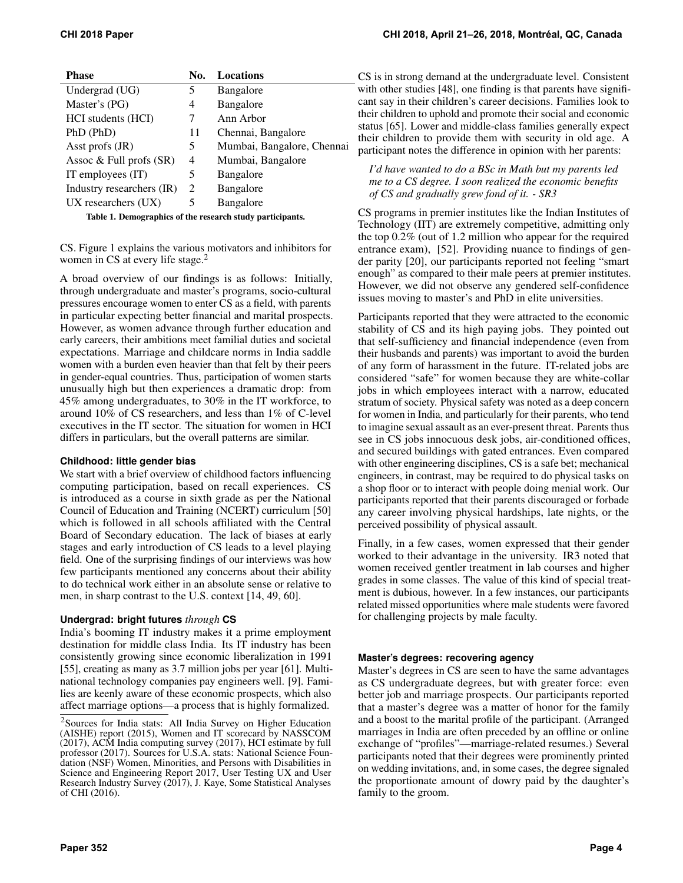| Phase | No. | Locations |
|---|---|---|
| Undergrad (UG) | 5 | Bangalore |
| Master's (PG) | 4 | Bangalore |
| HCI students (HCI) | 7 | Ann Arbor |
| PhD (PhD) | 11 | Chennai, Bangalore |
| Asst profs (JR) | 5 | Mumbai, Bangalore, Chennai |
| Assoc & Full profs (SR) | 4 | Mumbai, Bangalore |
| IT employees (IT) | 5 | Bangalore |
| Industry researchers (IR) | 2 | Bangalore |
| UX researchers (UX) | 5 | Bangalore |

**Table 1. Demographics of the research study participants.**

CS. Figure 1 explains the various motivators and inhibitors for women in CS at every life stage.[2]

A broad overview of our findings is as follows: Initially, through undergraduate and master's programs, socio-cultural pressures encourage women to enter CS as a field, with parents in particular expecting better financial and marital prospects. However, as women advance through further education and early careers, their ambitions meet familial duties and societal expectations. Marriage and childcare norms in India saddle women with a burden even heavier than that felt by their peers in gender-equal countries. Thus, participation of women starts unusually high but then experiences a dramatic drop: from 45% among undergraduates, to 30% in the IT workforce, to around 10% of CS researchers, and less than 1% of C-level executives in the IT sector. The situation for women in HCI differs in particulars, but the overall patterns are similar.

### Childhood: little gender bias

We start with a brief overview of childhood factors influencing computing participation, based on recall experiences. CS is introduced as a course in sixth grade as per the National Council of Education and Training (NCERT) curriculum [50] which is followed in all schools affiliated with the Central Board of Secondary education. The lack of biases at early stages and early introduction of CS leads to a level playing field. One of the surprising findings of our interviews was how few participants mentioned any concerns about their ability to do technical work either in an absolute sense or relative to men, in sharp contrast to the U.S. context [14, 49, 60].

### Undergrad: bright futures *through* CS

India's booming IT industry makes it a prime employment destination for middle class India. Its IT industry has been consistently growing since economic liberalization in 1991 [55], creating as many as 3.7 million jobs per year [61]. Multinational technology companies pay engineers well. [9]. Families are keenly aware of these economic prospects, which also affect marriage options—a process that is highly formalized. CS is in strong demand at the undergraduate level. Consistent with other studies [48], one finding is that parents have significant say in their children's career decisions. Families look to their children to uphold and promote their social and economic status [65]. Lower and middle-class families generally expect their children to provide them with security in old age. A participant notes the difference in opinion with her parents:

> *I'd have wanted to do a BSc in Math but my parents led me to a CS degree. I soon realized the economic benefits of CS and gradually grew fond of it. - SR3*

CS programs in premier institutes like the Indian Institutes of Technology (IIT) are extremely competitive, admitting only the top 0.2% (out of 1.2 million who appear for the required entrance exam), [52]. Providing nuance to findings of gender parity [20], our participants reported not feeling "smart enough" as compared to their male peers at premier institutes. However, we did not observe any gendered self-confidence issues moving to master's and PhD in elite universities.

Participants reported that they were attracted to the economic stability of CS and its high paying jobs. They pointed out that self-sufficiency and financial independence (even from their husbands and parents) was important to avoid the burden of any form of harassment in the future. IT-related jobs are considered "safe" for women because they are white-collar jobs in which employees interact with a narrow, educated stratum of society. Physical safety was noted as a deep concern for women in India, and particularly for their parents, who tend to imagine sexual assault as an ever-present threat. Parents thus see in CS jobs innocuous desk jobs, air-conditioned offices, and secured buildings with gated entrances. Even compared with other engineering disciplines, CS is a safe bet; mechanical engineers, in contrast, may be required to do physical tasks on a shop floor or to interact with people doing menial work. Our participants reported that their parents discouraged or forbade any career involving physical hardships, late nights, or the perceived possibility of physical assault.

Finally, in a few cases, women expressed that their gender worked to their advantage in the university. IR3 noted that women received gentler treatment in lab courses and higher grades in some classes. The value of this kind of special treatment is dubious, however. In a few instances, our participants related missed opportunities where male students were favored for challenging projects by male faculty.

### Master's degrees: recovering agency

Master's degrees in CS are seen to have the same advantages as CS undergraduate degrees, but with greater force: even better job and marriage prospects. Our participants reported that a master's degree was a matter of honor for the family and a boost to the marital profile of the participant. (Arranged marriages in India are often preceded by an offline or online exchange of "profiles"—marriage-related resumes.) Several participants noted that their degrees were prominently printed on wedding invitations, and, in some cases, the degree signaled the proportionate amount of dowry paid by the daughter's family to the groom.

[2] Sources for India stats: All India Survey on Higher Education (AISHE) report (2015), Women and IT scorecard by NASSCOM (2017), ACM India computing survey (2017), HCI estimate by full professor (2017). Sources for U.S.A. stats: National Science Foundation (NSF) Women, Minorities, and Persons with Disabilities in Science and Engineering Report 2017, User Testing UX and User Research Industry Survey (2017), J. Kaye, Some Statistical Analyses of CHI (2016).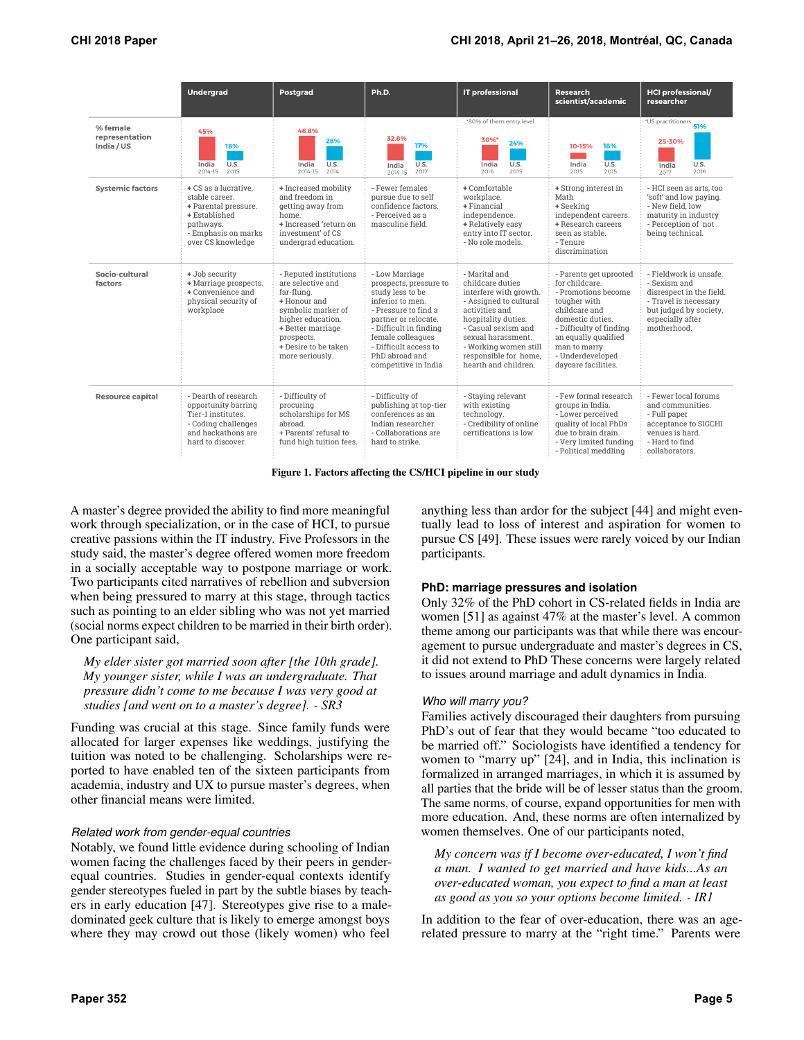| | Undergrad | Postgrad | Ph.D. | IT professional | Research scientist/academic | HCI professional/ researcher |
|---|---|---|---|---|---|---|
| % female representation India / US | 45% India 2014-15; 18% U.S. 2015 | 46.8% India 2014-15; 28% U.S. 2014 | 32.8% India 2014-15; 17% U.S. 2017 | *80% of them entry level. 30%* India 2016; 24% U.S. 2015 | 10-15% India 2015; 18% U.S. 2015 | *US practitioners. 25-30% India 2017; 51% U.S. 2016 |
| Systemic factors | + CS as a lucrative, stable career. + Parental pressure. + Established pathways. - Emphasis on marks over CS knowledge | + Increased mobility and freedom in getting away from home. + Increased 'return on investment' of CS undergrad education. | - Fewer females pursue due to self confidence factors. - Perceived as a masculine field. | + Comfortable workplace. + Financial independence. + Relatively easy entry into IT sector. - No role models. | + Strong interest in Math + Seeking independent careers. + Research careers seen as stable. - Tenure discrimination | - HCI seen as arts, too 'soft' and low paying. - New field, low maturity in industry - Perception of not being technical. |
| Socio-cultural factors | + Job security + Marriage prospects. + Convenience and physical security of workplace | - Reputed institutions are selective and far-flung. + Honour and symbolic marker of higher education. + Better marriage prospects. + Desire to be taken more seriously. | - Low Marriage prospects, pressure to study less to be inferior to men. - Pressure to find a partner or relocate. - Difficult in finding female colleagues - Difficult access to PhD abroad and competitive in India | - Marital and childcare duties interfere with growth. - Assigned to cultural activities and hospitality duties. - Casual sexism and sexual harassment. - Working women still responsible for home, hearth and children. | - Parents get uprooted for childcare. - Promotions become tougher with childcare and domestic duties. - Difficulty of finding an equally qualified man to marry. - Underdeveloped daycare facilities. | - Fieldwork is unsafe. - Sexism and disrespect in the field. - Travel is necessary but judged by society, especially after motherhood. |
| Resource capital | - Dearth of research opportunity barring Tier-1 institutes. - Coding challenges and hackathons are hard to discover. | - Difficulty of procuring scholarships for MS abroad. + Parents' refusal to fund high tuition fees. | - Difficulty of publishing at top-tier conferences as an Indian researcher. - Collaborations are hard to strike. | - Staying relevant with existing technology. - Credibility of online certifications is low. | - Few formal research groups in India. - Lower perceived quality of local PhDs due to brain drain. - Very limited funding - Political meddling | - Fewer local forums and communities. - Full paper acceptance to SIGCHI venues is hard. - Hard to find collaborators. |

**Figure 1. Factors affecting the CS/HCI pipeline in our study**

A master's degree provided the ability to find more meaningful work through specialization, or in the case of HCI, to pursue creative passions within the IT industry. Five Professors in the study said, the master's degree offered women more freedom in a socially acceptable way to postpone marriage or work. Two participants cited narratives of rebellion and subversion when being pressured to marry at this stage, through tactics such as pointing to an elder sibling who was not yet married (social norms expect children to be married in their birth order). One participant said,

> *My elder sister got married soon after [the 10th grade]. My younger sister, while I was an undergraduate. That pressure didn't come to me because I was very good at studies [and went on to a master's degree]. - SR3*

Funding was crucial at this stage. Since family funds were allocated for larger expenses like weddings, justifying the tuition was noted to be challenging. Scholarships were reported to have enabled ten of the sixteen participants from academia, industry and UX to pursue master's degrees, when other financial means were limited.

#### *Related work from gender-equal countries*

Notably, we found little evidence during schooling of Indian women facing the challenges faced by their peers in gender-equal countries. Studies in gender-equal contexts identify gender stereotypes fueled in part by the subtle biases by teachers in early education [47]. Stereotypes give rise to a male-dominated geek culture that is likely to emerge amongst boys where they may crowd out those (likely women) who feel anything less than ardor for the subject [44] and might eventually lead to loss of interest and aspiration for women to pursue CS [49]. These issues were rarely voiced by our Indian participants.

### PhD: marriage pressures and isolation

Only 32% of the PhD cohort in CS-related fields in India are women [51] as against 47% at the master's level. A common theme among our participants was that while there was encouragement to pursue undergraduate and master's degrees in CS, it did not extend to PhD These concerns were largely related to issues around marriage and adult dynamics in India.

#### *Who will marry you?*

Families actively discouraged their daughters from pursuing PhD's out of fear that they would became "too educated to be married off." Sociologists have identified a tendency for women to "marry up" [24], and in India, this inclination is formalized in arranged marriages, in which it is assumed by all parties that the bride will be of lesser status than the groom. The same norms, of course, expand opportunities for men with more education. And, these norms are often internalized by women themselves. One of our participants noted,

> *My concern was if I become over-educated, I won't find a man. I wanted to get married and have kids...As an over-educated woman, you expect to find a man at least as good as you so your options become limited. - IR1*

In addition to the fear of over-education, there was an age-related pressure to marry at the "right time." Parents were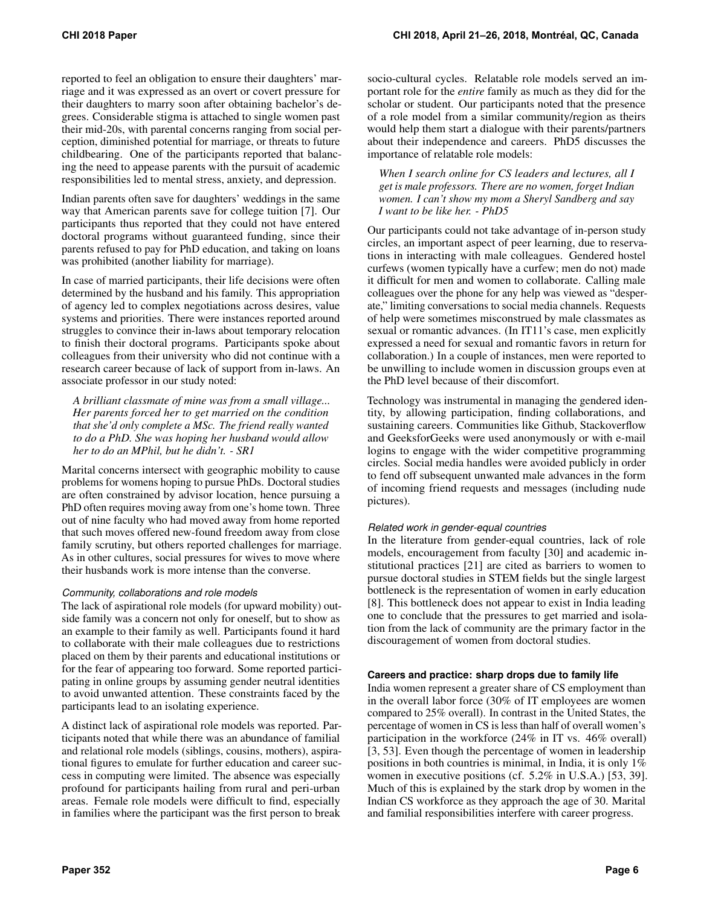reported to feel an obligation to ensure their daughters' marriage and it was expressed as an overt or covert pressure for their daughters to marry soon after obtaining bachelor's degrees. Considerable stigma is attached to single women past their mid-20s, with parental concerns ranging from social perception, diminished potential for marriage, or threats to future childbearing. One of the participants reported that balancing the need to appease parents with the pursuit of academic responsibilities led to mental stress, anxiety, and depression.

Indian parents often save for daughters' weddings in the same way that American parents save for college tuition [7]. Our participants thus reported that they could not have entered doctoral programs without guaranteed funding, since their parents refused to pay for PhD education, and taking on loans was prohibited (another liability for marriage).

In case of married participants, their life decisions were often determined by the husband and his family. This appropriation of agency led to complex negotiations across desires, value systems and priorities. There were instances reported around struggles to convince their in-laws about temporary relocation to finish their doctoral programs. Participants spoke about colleagues from their university who did not continue with a research career because of lack of support from in-laws. An associate professor in our study noted:

> *A brilliant classmate of mine was from a small village... Her parents forced her to get married on the condition that she'd only complete a MSc. The friend really wanted to do a PhD. She was hoping her husband would allow her to do an MPhil, but he didn't. - SR1*

Marital concerns intersect with geographic mobility to cause problems for womens hoping to pursue PhDs. Doctoral studies are often constrained by advisor location, hence pursuing a PhD often requires moving away from one's home town. Three out of nine faculty who had moved away from home reported that such moves offered new-found freedom away from close family scrutiny, but others reported challenges for marriage. As in other cultures, social pressures for wives to move where their husbands work is more intense than the converse.

#### *Community, collaborations and role models*

The lack of aspirational role models (for upward mobility) outside family was a concern not only for oneself, but to show as an example to their family as well. Participants found it hard to collaborate with their male colleagues due to restrictions placed on them by their parents and educational institutions or for the fear of appearing too forward. Some reported participating in online groups by assuming gender neutral identities to avoid unwanted attention. These constraints faced by the participants lead to an isolating experience.

A distinct lack of aspirational role models was reported. Participants noted that while there was an abundance of familial and relational role models (siblings, cousins, mothers), aspirational figures to emulate for further education and career success in computing were limited. The absence was especially profound for participants hailing from rural and peri-urban areas. Female role models were difficult to find, especially in families where the participant was the first person to break socio-cultural cycles. Relatable role models served an important role for the *entire* family as much as they did for the scholar or student. Our participants noted that the presence of a role model from a similar community/region as theirs would help them start a dialogue with their parents/partners about their independence and careers. PhD5 discusses the importance of relatable role models:

> *When I search online for CS leaders and lectures, all I get is male professors. There are no women, forget Indian women. I can't show my mom a Sheryl Sandberg and say I want to be like her. - PhD5*

Our participants could not take advantage of in-person study circles, an important aspect of peer learning, due to reservations in interacting with male colleagues. Gendered hostel curfews (women typically have a curfew; men do not) made it difficult for men and women to collaborate. Calling male colleagues over the phone for any help was viewed as "desperate," limiting conversations to social media channels. Requests of help were sometimes misconstrued by male classmates as sexual or romantic advances. (In IT11's case, men explicitly expressed a need for sexual and romantic favors in return for collaboration.) In a couple of instances, men were reported to be unwilling to include women in discussion groups even at the PhD level because of their discomfort.

Technology was instrumental in managing the gendered identity, by allowing participation, finding collaborations, and sustaining careers. Communities like Github, Stackoverflow and GeeksforGeeks were used anonymously or with e-mail logins to engage with the wider competitive programming circles. Social media handles were avoided publicly in order to fend off subsequent unwanted male advances in the form of incoming friend requests and messages (including nude pictures).

#### *Related work in gender-equal countries*

In the literature from gender-equal countries, lack of role models, encouragement from faculty [30] and academic institutional practices [21] are cited as barriers to women to pursue doctoral studies in STEM fields but the single largest bottleneck is the representation of women in early education [8]. This bottleneck does not appear to exist in India leading one to conclude that the pressures to get married and isolation from the lack of community are the primary factor in the discouragement of women from doctoral studies.

### Careers and practice: sharp drops due to family life

India women represent a greater share of CS employment than in the overall labor force (30% of IT employees are women compared to 25% overall). In contrast in the United States, the percentage of women in CS is less than half of overall women's participation in the workforce (24% in IT vs. 46% overall) [3, 53]. Even though the percentage of women in leadership positions in both countries is minimal, in India, it is only 1% women in executive positions (cf. 5.2% in U.S.A.) [53, 39]. Much of this is explained by the stark drop by women in the Indian CS workforce as they approach the age of 30. Marital and familial responsibilities interfere with career progress.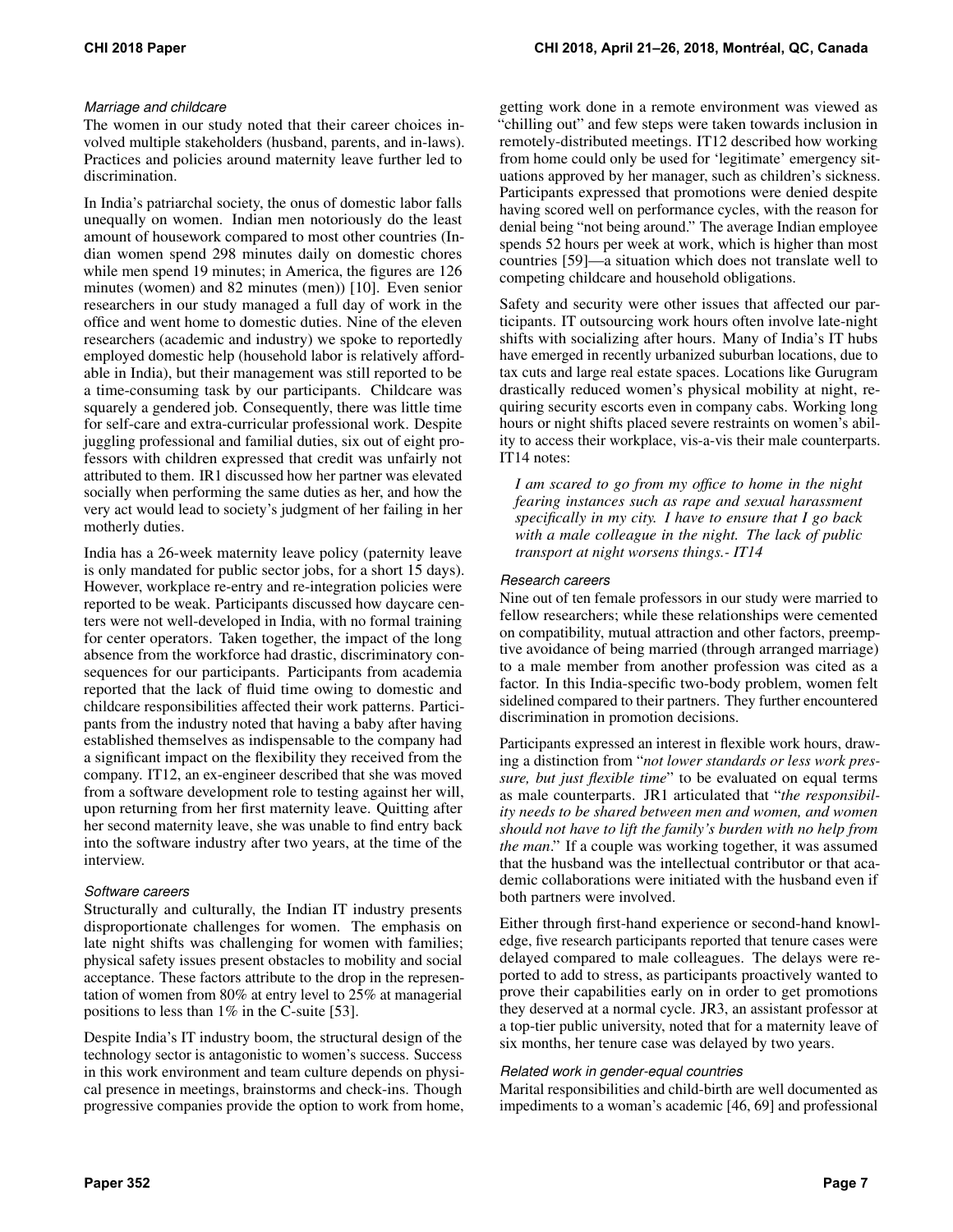### Marriage and childcare

The women in our study noted that their career choices involved multiple stakeholders (husband, parents, and in-laws). Practices and policies around maternity leave further led to discrimination.

In India's patriarchal society, the onus of domestic labor falls unequally on women. Indian men notoriously do the least amount of housework compared to most other countries (Indian women spend 298 minutes daily on domestic chores while men spend 19 minutes; in America, the figures are 126 minutes (women) and 82 minutes (men)) [10]. Even senior researchers in our study managed a full day of work in the office and went home to domestic duties. Nine of the eleven researchers (academic and industry) we spoke to reportedly employed domestic help (household labor is relatively affordable in India), but their management was still reported to be a time-consuming task by our participants. Childcare was squarely a gendered job. Consequently, there was little time for self-care and extra-curricular professional work. Despite juggling professional and familial duties, six out of eight professors with children expressed that credit was unfairly not attributed to them. IR1 discussed how her partner was elevated socially when performing the same duties as her, and how the very act would lead to society's judgment of her failing in her motherly duties.

India has a 26-week maternity leave policy (paternity leave is only mandated for public sector jobs, for a short 15 days). However, workplace re-entry and re-integration policies were reported to be weak. Participants discussed how daycare centers were not well-developed in India, with no formal training for center operators. Taken together, the impact of the long absence from the workforce had drastic, discriminatory consequences for our participants. Participants from academia reported that the lack of fluid time owing to domestic and childcare responsibilities affected their work patterns. Participants from the industry noted that having a baby after having established themselves as indispensable to the company had a significant impact on the flexibility they received from the company. IT12, an ex-engineer described that she was moved from a software development role to testing against her will, upon returning from her first maternity leave. Quitting after her second maternity leave, she was unable to find entry back into the software industry after two years, at the time of the interview.

### Software careers

Structurally and culturally, the Indian IT industry presents disproportionate challenges for women. The emphasis on late night shifts was challenging for women with families; physical safety issues present obstacles to mobility and social acceptance. These factors attribute to the drop in the representation of women from 80% at entry level to 25% at managerial positions to less than 1% in the C-suite [53].

Despite India's IT industry boom, the structural design of the technology sector is antagonistic to women's success. Success in this work environment and team culture depends on physical presence in meetings, brainstorms and check-ins. Though progressive companies provide the option to work from home, getting work done in a remote environment was viewed as "chilling out" and few steps were taken towards inclusion in remotely-distributed meetings. IT12 described how working from home could only be used for 'legitimate' emergency situations approved by her manager, such as children's sickness. Participants expressed that promotions were denied despite having scored well on performance cycles, with the reason for denial being "not being around." The average Indian employee spends 52 hours per week at work, which is higher than most countries [59]—a situation which does not translate well to competing childcare and household obligations.

Safety and security were other issues that affected our participants. IT outsourcing work hours often involve late-night shifts with socializing after hours. Many of India's IT hubs have emerged in recently urbanized suburban locations, due to tax cuts and large real estate spaces. Locations like Gurugram drastically reduced women's physical mobility at night, requiring security escorts even in company cabs. Working long hours or night shifts placed severe restraints on women's ability to access their workplace, vis-a-vis their male counterparts. IT14 notes:

> *I am scared to go from my office to home in the night fearing instances such as rape and sexual harassment specifically in my city. I have to ensure that I go back with a male colleague in the night. The lack of public transport at night worsens things.- IT14*

### Research careers

Nine out of ten female professors in our study were married to fellow researchers; while these relationships were cemented on compatibility, mutual attraction and other factors, preemptive avoidance of being married (through arranged marriage) to a male member from another profession was cited as a factor. In this India-specific two-body problem, women felt sidelined compared to their partners. They further encountered discrimination in promotion decisions.

Participants expressed an interest in flexible work hours, drawing a distinction from "*not lower standards or less work pressure, but just flexible time*" to be evaluated on equal terms as male counterparts. JR1 articulated that "*the responsibility needs to be shared between men and women, and women should not have to lift the family's burden with no help from the man*." If a couple was working together, it was assumed that the husband was the intellectual contributor or that academic collaborations were initiated with the husband even if both partners were involved.

Either through first-hand experience or second-hand knowledge, five research participants reported that tenure cases were delayed compared to male colleagues. The delays were reported to add to stress, as participants proactively wanted to prove their capabilities early on in order to get promotions they deserved at a normal cycle. JR3, an assistant professor at a top-tier public university, noted that for a maternity leave of six months, her tenure case was delayed by two years.

### Related work in gender-equal countries

Marital responsibilities and child-birth are well documented as impediments to a woman's academic [46, 69] and professional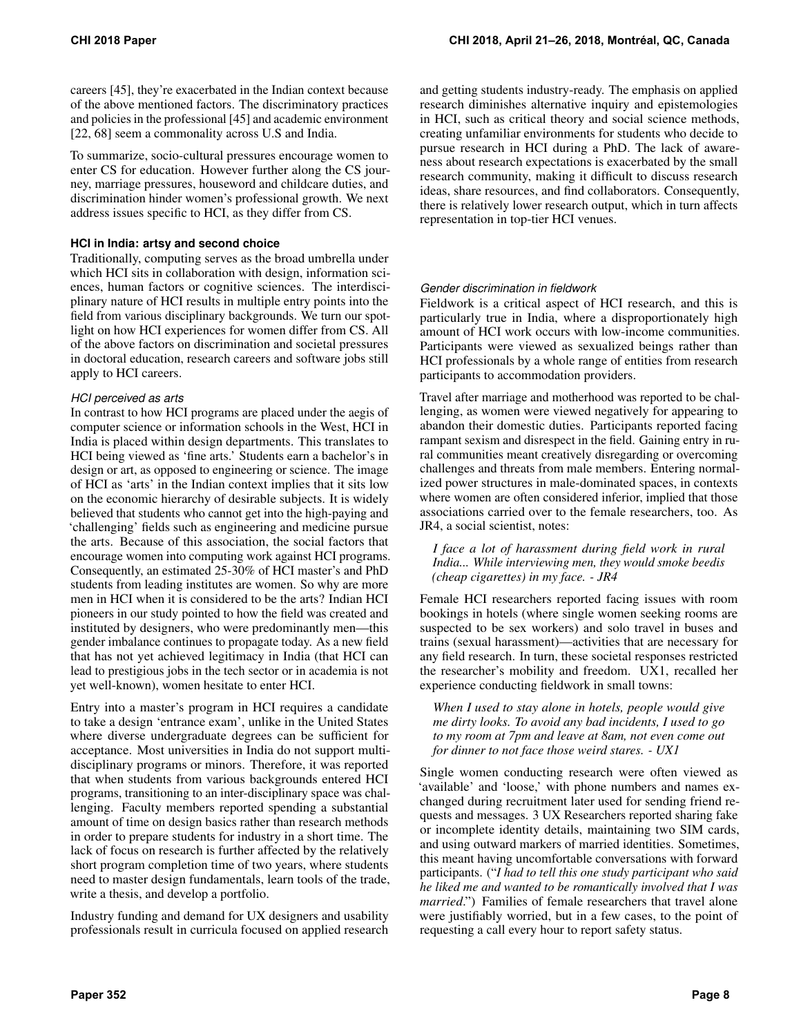careers [45], they're exacerbated in the Indian context because of the above mentioned factors. The discriminatory practices and policies in the professional [45] and academic environment [22, 68] seem a commonality across U.S and India.

To summarize, socio-cultural pressures encourage women to enter CS for education. However further along the CS journey, marriage pressures, houseword and childcare duties, and discrimination hinder women's professional growth. We next address issues specific to HCI, as they differ from CS.

### HCI in India: artsy and second choice

Traditionally, computing serves as the broad umbrella under which HCI sits in collaboration with design, information sciences, human factors or cognitive sciences. The interdisciplinary nature of HCI results in multiple entry points into the field from various disciplinary backgrounds. We turn our spotlight on how HCI experiences for women differ from CS. All of the above factors on discrimination and societal pressures in doctoral education, research careers and software jobs still apply to HCI careers.

#### *HCI perceived as arts*

In contrast to how HCI programs are placed under the aegis of computer science or information schools in the West, HCI in India is placed within design departments. This translates to HCI being viewed as 'fine arts.' Students earn a bachelor's in design or art, as opposed to engineering or science. The image of HCI as 'arts' in the Indian context implies that it sits low on the economic hierarchy of desirable subjects. It is widely believed that students who cannot get into the high-paying and 'challenging' fields such as engineering and medicine pursue the arts. Because of this association, the social factors that encourage women into computing work against HCI programs. Consequently, an estimated 25-30% of HCI master's and PhD students from leading institutes are women. So why are more men in HCI when it is considered to be the arts? Indian HCI pioneers in our study pointed to how the field was created and instituted by designers, who were predominantly men—this gender imbalance continues to propagate today. As a new field that has not yet achieved legitimacy in India (that HCI can lead to prestigious jobs in the tech sector or in academia is not yet well-known), women hesitate to enter HCI.

Entry into a master's program in HCI requires a candidate to take a design 'entrance exam', unlike in the United States where diverse undergraduate degrees can be sufficient for acceptance. Most universities in India do not support multi-disciplinary programs or minors. Therefore, it was reported that when students from various backgrounds entered HCI programs, transitioning to an inter-disciplinary space was challenging. Faculty members reported spending a substantial amount of time on design basics rather than research methods in order to prepare students for industry in a short time. The lack of focus on research is further affected by the relatively short program completion time of two years, where students need to master design fundamentals, learn tools of the trade, write a thesis, and develop a portfolio.

Industry funding and demand for UX designers and usability professionals result in curricula focused on applied research and getting students industry-ready. The emphasis on applied research diminishes alternative inquiry and epistemologies in HCI, such as critical theory and social science methods, creating unfamiliar environments for students who decide to pursue research in HCI during a PhD. The lack of awareness about research expectations is exacerbated by the small research community, making it difficult to discuss research ideas, share resources, and find collaborators. Consequently, there is relatively lower research output, which in turn affects representation in top-tier HCI venues.

#### *Gender discrimination in fieldwork*

Fieldwork is a critical aspect of HCI research, and this is particularly true in India, where a disproportionately high amount of HCI work occurs with low-income communities. Participants were viewed as sexualized beings rather than HCI professionals by a whole range of entities from research participants to accommodation providers.

Travel after marriage and motherhood was reported to be challenging, as women were viewed negatively for appearing to abandon their domestic duties. Participants reported facing rampant sexism and disrespect in the field. Gaining entry in rural communities meant creatively disregarding or overcoming challenges and threats from male members. Entering normalized power structures in male-dominated spaces, in contexts where women are often considered inferior, implied that those associations carried over to the female researchers, too. As JR4, a social scientist, notes:

> *I face a lot of harassment during field work in rural India... While interviewing men, they would smoke beedis (cheap cigarettes) in my face. - JR4*

Female HCI researchers reported facing issues with room bookings in hotels (where single women seeking rooms are suspected to be sex workers) and solo travel in buses and trains (sexual harassment)—activities that are necessary for any field research. In turn, these societal responses restricted the researcher's mobility and freedom. UX1, recalled her experience conducting fieldwork in small towns:

> *When I used to stay alone in hotels, people would give me dirty looks. To avoid any bad incidents, I used to go to my room at 7pm and leave at 8am, not even come out for dinner to not face those weird stares. - UX1*

Single women conducting research were often viewed as 'available' and 'loose,' with phone numbers and names exchanged during recruitment later used for sending friend requests and messages. 3 UX Researchers reported sharing fake or incomplete identity details, maintaining two SIM cards, and using outward markers of married identities. Sometimes, this meant having uncomfortable conversations with forward participants. ("*I had to tell this one study participant who said he liked me and wanted to be romantically involved that I was married*.") Families of female researchers that travel alone were justifiably worried, but in a few cases, to the point of requesting a call every hour to report safety status.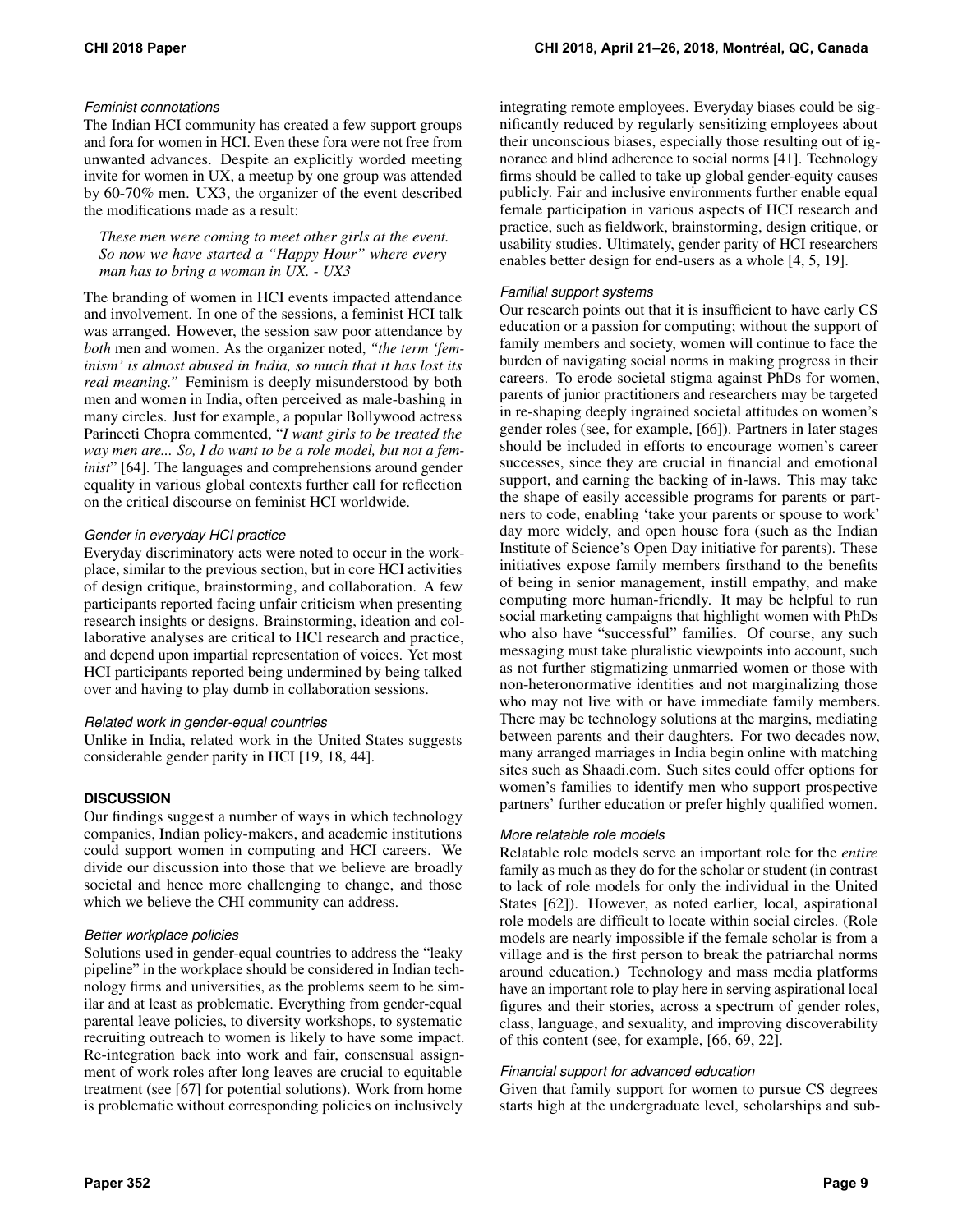#### *Feminist connotations*

The Indian HCI community has created a few support groups and fora for women in HCI. Even these fora were not free from unwanted advances. Despite an explicitly worded meeting invite for women in UX, a meetup by one group was attended by 60-70% men. UX3, the organizer of the event described the modifications made as a result:

> *These men were coming to meet other girls at the event. So now we have started a "Happy Hour" where every man has to bring a woman in UX. - UX3*

The branding of women in HCI events impacted attendance and involvement. In one of the sessions, a feminist HCI talk was arranged. However, the session saw poor attendance by *both* men and women. As the organizer noted, *"the term 'feminism' is almost abused in India, so much that it has lost its real meaning."* Feminism is deeply misunderstood by both men and women in India, often perceived as male-bashing in many circles. Just for example, a popular Bollywood actress Parineeti Chopra commented, "*I want girls to be treated the way men are... So, I do want to be a role model, but not a feminist*" [64]. The languages and comprehensions around gender equality in various global contexts further call for reflection on the critical discourse on feminist HCI worldwide.

#### *Gender in everyday HCI practice*

Everyday discriminatory acts were noted to occur in the workplace, similar to the previous section, but in core HCI activities of design critique, brainstorming, and collaboration. A few participants reported facing unfair criticism when presenting research insights or designs. Brainstorming, ideation and collaborative analyses are critical to HCI research and practice, and depend upon impartial representation of voices. Yet most HCI participants reported being undermined by being talked over and having to play dumb in collaboration sessions.

#### *Related work in gender-equal countries*

Unlike in India, related work in the United States suggests considerable gender parity in HCI [19, 18, 44].

## DISCUSSION

Our findings suggest a number of ways in which technology companies, Indian policy-makers, and academic institutions could support women in computing and HCI careers. We divide our discussion into those that we believe are broadly societal and hence more challenging to change, and those which we believe the CHI community can address.

#### *Better workplace policies*

Solutions used in gender-equal countries to address the "leaky pipeline" in the workplace should be considered in Indian technology firms and universities, as the problems seem to be similar and at least as problematic. Everything from gender-equal parental leave policies, to diversity workshops, to systematic recruiting outreach to women is likely to have some impact. Re-integration back into work and fair, consensual assignment of work roles after long leaves are crucial to equitable treatment (see [67] for potential solutions). Work from home is problematic without corresponding policies on inclusively integrating remote employees. Everyday biases could be significantly reduced by regularly sensitizing employees about their unconscious biases, especially those resulting out of ignorance and blind adherence to social norms [41]. Technology firms should be called to take up global gender-equity causes publicly. Fair and inclusive environments further enable equal female participation in various aspects of HCI research and practice, such as fieldwork, brainstorming, design critique, or usability studies. Ultimately, gender parity of HCI researchers enables better design for end-users as a whole [4, 5, 19].

#### *Familial support systems*

Our research points out that it is insufficient to have early CS education or a passion for computing; without the support of family members and society, women will continue to face the burden of navigating social norms in making progress in their careers. To erode societal stigma against PhDs for women, parents of junior practitioners and researchers may be targeted in re-shaping deeply ingrained societal attitudes on women's gender roles (see, for example, [66]). Partners in later stages should be included in efforts to encourage women's career successes, since they are crucial in financial and emotional support, and earning the backing of in-laws. This may take the shape of easily accessible programs for parents or partners to code, enabling 'take your parents or spouse to work' day more widely, and open house fora (such as the Indian Institute of Science's Open Day initiative for parents). These initiatives expose family members firsthand to the benefits of being in senior management, instill empathy, and make computing more human-friendly. It may be helpful to run social marketing campaigns that highlight women with PhDs who also have "successful" families. Of course, any such messaging must take pluralistic viewpoints into account, such as not further stigmatizing unmarried women or those with non-heteronormative identities and not marginalizing those who may not live with or have immediate family members. There may be technology solutions at the margins, mediating between parents and their daughters. For two decades now, many arranged marriages in India begin online with matching sites such as Shaadi.com. Such sites could offer options for women's families to identify men who support prospective partners' further education or prefer highly qualified women.

#### *More relatable role models*

Relatable role models serve an important role for the *entire* family as much as they do for the scholar or student (in contrast to lack of role models for only the individual in the United States [62]). However, as noted earlier, local, aspirational role models are difficult to locate within social circles. (Role models are nearly impossible if the female scholar is from a village and is the first person to break the patriarchal norms around education.) Technology and mass media platforms have an important role to play here in serving aspirational local figures and their stories, across a spectrum of gender roles, class, language, and sexuality, and improving discoverability of this content (see, for example, [66, 69, 22].

#### *Financial support for advanced education*

Given that family support for women to pursue CS degrees starts high at the undergraduate level, scholarships and sub-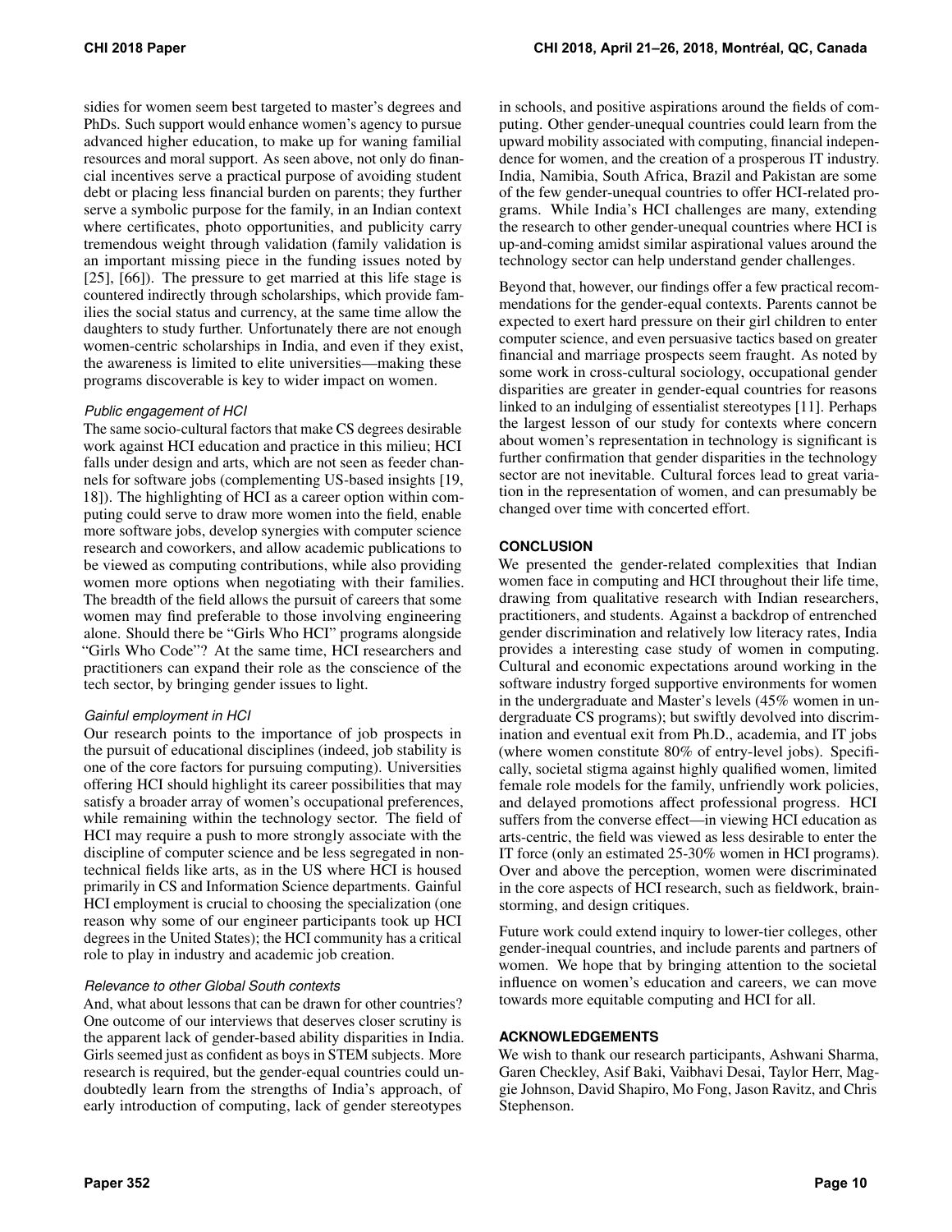sidies for women seem best targeted to master's degrees and PhDs. Such support would enhance women's agency to pursue advanced higher education, to make up for waning familial resources and moral support. As seen above, not only do financial incentives serve a practical purpose of avoiding student debt or placing less financial burden on parents; they further serve a symbolic purpose for the family, in an Indian context where certificates, photo opportunities, and publicity carry tremendous weight through validation (family validation is an important missing piece in the funding issues noted by [25], [66]). The pressure to get married at this life stage is countered indirectly through scholarships, which provide families the social status and currency, at the same time allow the daughters to study further. Unfortunately there are not enough women-centric scholarships in India, and even if they exist, the awareness is limited to elite universities—making these programs discoverable is key to wider impact on women.

#### *Public engagement of HCI*

The same socio-cultural factors that make CS degrees desirable work against HCI education and practice in this milieu; HCI falls under design and arts, which are not seen as feeder channels for software jobs (complementing US-based insights [19, 18]). The highlighting of HCI as a career option within computing could serve to draw more women into the field, enable more software jobs, develop synergies with computer science research and coworkers, and allow academic publications to be viewed as computing contributions, while also providing women more options when negotiating with their families. The breadth of the field allows the pursuit of careers that some women may find preferable to those involving engineering alone. Should there be "Girls Who HCI" programs alongside "Girls Who Code"? At the same time, HCI researchers and practitioners can expand their role as the conscience of the tech sector, by bringing gender issues to light.

#### *Gainful employment in HCI*

Our research points to the importance of job prospects in the pursuit of educational disciplines (indeed, job stability is one of the core factors for pursuing computing). Universities offering HCI should highlight its career possibilities that may satisfy a broader array of women's occupational preferences, while remaining within the technology sector. The field of HCI may require a push to more strongly associate with the discipline of computer science and be less segregated in non-technical fields like arts, as in the US where HCI is housed primarily in CS and Information Science departments. Gainful HCI employment is crucial to choosing the specialization (one reason why some of our engineer participants took up HCI degrees in the United States); the HCI community has a critical role to play in industry and academic job creation.

#### *Relevance to other Global South contexts*

And, what about lessons that can be drawn for other countries? One outcome of our interviews that deserves closer scrutiny is the apparent lack of gender-based ability disparities in India. Girls seemed just as confident as boys in STEM subjects. More research is required, but the gender-equal countries could undoubtedly learn from the strengths of India's approach, of early introduction of computing, lack of gender stereotypes in schools, and positive aspirations around the fields of computing. Other gender-unequal countries could learn from the upward mobility associated with computing, financial independence for women, and the creation of a prosperous IT industry. India, Namibia, South Africa, Brazil and Pakistan are some of the few gender-unequal countries to offer HCI-related programs. While India's HCI challenges are many, extending the research to other gender-unequal countries where HCI is up-and-coming amidst similar aspirational values around the technology sector can help understand gender challenges.

Beyond that, however, our findings offer a few practical recommendations for the gender-equal contexts. Parents cannot be expected to exert hard pressure on their girl children to enter computer science, and even persuasive tactics based on greater financial and marriage prospects seem fraught. As noted by some work in cross-cultural sociology, occupational gender disparities are greater in gender-equal countries for reasons linked to an indulging of essentialist stereotypes [11]. Perhaps the largest lesson of our study for contexts where concern about women's representation in technology is significant is further confirmation that gender disparities in the technology sector are not inevitable. Cultural forces lead to great variation in the representation of women, and can presumably be changed over time with concerted effort.

## CONCLUSION

We presented the gender-related complexities that Indian women face in computing and HCI throughout their life time, drawing from qualitative research with Indian researchers, practitioners, and students. Against a backdrop of entrenched gender discrimination and relatively low literacy rates, India provides a interesting case study of women in computing. Cultural and economic expectations around working in the software industry forged supportive environments for women in the undergraduate and Master's levels (45% women in undergraduate CS programs); but swiftly devolved into discrimination and eventual exit from Ph.D., academia, and IT jobs (where women constitute 80% of entry-level jobs). Specifically, societal stigma against highly qualified women, limited female role models for the family, unfriendly work policies, and delayed promotions affect professional progress. HCI suffers from the converse effect—in viewing HCI education as arts-centric, the field was viewed as less desirable to enter the IT force (only an estimated 25-30% women in HCI programs). Over and above the perception, women were discriminated in the core aspects of HCI research, such as fieldwork, brainstorming, and design critiques.

Future work could extend inquiry to lower-tier colleges, other gender-inequal countries, and include parents and partners of women. We hope that by bringing attention to the societal influence on women's education and careers, we can move towards more equitable computing and HCI for all.

## ACKNOWLEDGEMENTS

We wish to thank our research participants, Ashwani Sharma, Garen Checkley, Asif Baki, Vaibhavi Desai, Taylor Herr, Maggie Johnson, David Shapiro, Mo Fong, Jason Ravitz, and Chris Stephenson.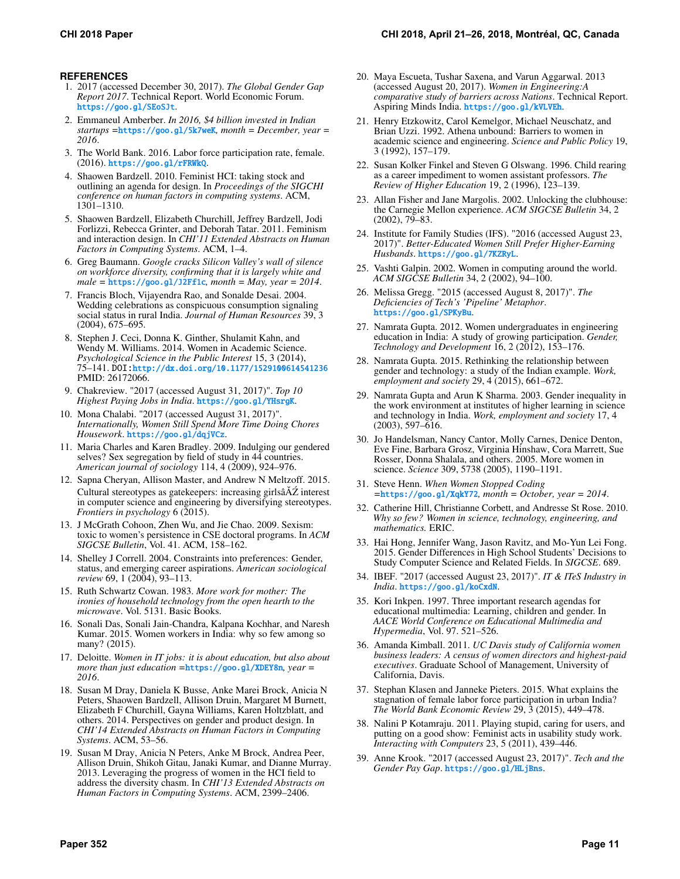## REFERENCES

1. 2017 (accessed December 30, 2017). *The Global Gender Gap Report 2017*. Technical Report. World Economic Forum. https://goo.gl/SEoSJt.
2. Emmaneul Amberber. *In 2016, $4 billion invested in Indian startups* =https://goo.gl/5k7weK*, month = December, year = 2016*.
3. The World Bank. 2016. Labor force participation rate, female. (2016). https://goo.gl/rFRWkQ.
4. Shaowen Bardzell. 2010. Feminist HCI: taking stock and outlining an agenda for design. In *Proceedings of the SIGCHI conference on human factors in computing systems*. ACM, 1301–1310.
5. Shaowen Bardzell, Elizabeth Churchill, Jeffrey Bardzell, Jodi Forlizzi, Rebecca Grinter, and Deborah Tatar. 2011. Feminism and interaction design. In *CHI'11 Extended Abstracts on Human Factors in Computing Systems*. ACM, 1–4.
6. Greg Baumann. *Google cracks Silicon Valley's wall of silence on workforce diversity, confirming that it is largely white and male* = https://goo.gl/J2Ff1c*, month = May, year = 2014*.
7. Francis Bloch, Vijayendra Rao, and Sonalde Desai. 2004. Wedding celebrations as conspicuous consumption signaling social status in rural India. *Journal of Human Resources* 39, 3 (2004), 675–695.
8. Stephen J. Ceci, Donna K. Ginther, Shulamit Kahn, and Wendy M. Williams. 2014. Women in Academic Science. *Psychological Science in the Public Interest* 15, 3 (2014), 75–141. DOI:http://dx.doi.org/10.1177/1529100614541236 PMID: 26172066.
9. Chakreview. "2017 (accessed August 31, 2017)". *Top 10 Highest Paying Jobs in India*. https://goo.gl/YHsrgK.
10. Mona Chalabi. "2017 (accessed August 31, 2017)". *Internationally, Women Still Spend More Time Doing Chores Housework*. https://goo.gl/dqjVCz.
11. Maria Charles and Karen Bradley. 2009. Indulging our gendered selves? Sex segregation by field of study in 44 countries. *American journal of sociology* 114, 4 (2009), 924–976.
12. Sapna Cheryan, Allison Master, and Andrew N Meltzoff. 2015. Cultural stereotypes as gatekeepers: increasing girlsâĂŹ interest in computer science and engineering by diversifying stereotypes. *Frontiers in psychology* 6 (2015).
13. J McGrath Cohoon, Zhen Wu, and Jie Chao. 2009. Sexism: toxic to women's persistence in CSE doctoral programs. In *ACM SIGCSE Bulletin*, Vol. 41. ACM, 158–162.
14. Shelley J Correll. 2004. Constraints into preferences: Gender, status, and emerging career aspirations. *American sociological review* 69, 1 (2004), 93–113.
15. Ruth Schwartz Cowan. 1983. *More work for mother: The ironies of household technology from the open hearth to the microwave*. Vol. 5131. Basic Books.
16. Sonali Das, Sonali Jain-Chandra, Kalpana Kochhar, and Naresh Kumar. 2015. Women workers in India: why so few among so many? (2015).
17. Deloitte. *Women in IT jobs: it is about education, but also about more than just education* =https://goo.gl/XDEY8n*, year = 2016*.
18. Susan M Dray, Daniela K Busse, Anke Marei Brock, Anicia N Peters, Shaowen Bardzell, Allison Druin, Margaret M Burnett, Elizabeth F Churchill, Gayna Williams, Karen Holtzblatt, and others. 2014. Perspectives on gender and product design. In *CHI'14 Extended Abstracts on Human Factors in Computing Systems*. ACM, 53–56.
19. Susan M Dray, Anicia N Peters, Anke M Brock, Andrea Peer, Allison Druin, Shikoh Gitau, Janaki Kumar, and Dianne Murray. 2013. Leveraging the progress of women in the HCI field to address the diversity chasm. In *CHI'13 Extended Abstracts on Human Factors in Computing Systems*. ACM, 2399–2406.
20. Maya Escueta, Tushar Saxena, and Varun Aggarwal. 2013 (accessed August 20, 2017). *Women in Engineering:A comparative study of barriers across Nations*. Technical Report. Aspiring Minds India. https://goo.gl/kVLVEh.
21. Henry Etzkowitz, Carol Kemelgor, Michael Neuschatz, and Brian Uzzi. 1992. Athena unbound: Barriers to women in academic science and engineering. *Science and Public Policy* 19, 3 (1992), 157–179.
22. Susan Kolker Finkel and Steven G Olswang. 1996. Child rearing as a career impediment to women assistant professors. *The Review of Higher Education* 19, 2 (1996), 123–139.
23. Allan Fisher and Jane Margolis. 2002. Unlocking the clubhouse: the Carnegie Mellon experience. *ACM SIGCSE Bulletin* 34, 2 (2002), 79–83.
24. Institute for Family Studies (IFS). "2016 (accessed August 23, 2017)". *Better-Educated Women Still Prefer Higher-Earning Husbands*. https://goo.gl/7KZRyL.
25. Vashti Galpin. 2002. Women in computing around the world. *ACM SIGCSE Bulletin* 34, 2 (2002), 94–100.
26. Melissa Gregg. "2015 (accessed August 8, 2017)". *The Deficiencies of Tech's 'Pipeline' Metaphor*. https://goo.gl/SPKyBu.
27. Namrata Gupta. 2012. Women undergraduates in engineering education in India: A study of growing participation. *Gender, Technology and Development* 16, 2 (2012), 153–176.
28. Namrata Gupta. 2015. Rethinking the relationship between gender and technology: a study of the Indian example. *Work, employment and society* 29, 4 (2015), 661–672.
29. Namrata Gupta and Arun K Sharma. 2003. Gender inequality in the work environment at institutes of higher learning in science and technology in India. *Work, employment and society* 17, 4 (2003), 597–616.
30. Jo Handelsman, Nancy Cantor, Molly Carnes, Denice Denton, Eve Fine, Barbara Grosz, Virginia Hinshaw, Cora Marrett, Sue Rosser, Donna Shalala, and others. 2005. More women in science. *Science* 309, 5738 (2005), 1190–1191.
31. Steve Henn. *When Women Stopped Coding* =https://goo.gl/XqkY72*, month = October, year = 2014*.
32. Catherine Hill, Christianne Corbett, and Andresse St Rose. 2010. *Why so few? Women in science, technology, engineering, and mathematics.* ERIC.
33. Hai Hong, Jennifer Wang, Jason Ravitz, and Mo-Yun Lei Fong. 2015. Gender Differences in High School Students' Decisions to Study Computer Science and Related Fields. In *SIGCSE*. 689.
34. IBEF. "2017 (accessed August 23, 2017)". *IT & ITeS Industry in India*. https://goo.gl/koCxdN.
35. Kori Inkpen. 1997. Three important research agendas for educational multimedia: Learning, children and gender. In *AACE World Conference on Educational Multimedia and Hypermedia*, Vol. 97. 521–526.
36. Amanda Kimball. 2011. *UC Davis study of California women business leaders: A census of women directors and highest-paid executives*. Graduate School of Management, University of California, Davis.
37. Stephan Klasen and Janneke Pieters. 2015. What explains the stagnation of female labor force participation in urban India? *The World Bank Economic Review* 29, 3 (2015), 449–478.
38. Nalini P Kotamraju. 2011. Playing stupid, caring for users, and putting on a good show: Feminist acts in usability study work. *Interacting with Computers* 23, 5 (2011), 439–446.
39. Anne Krook. "2017 (accessed August 23, 2017)". *Tech and the Gender Pay Gap*. https://goo.gl/HLjBns.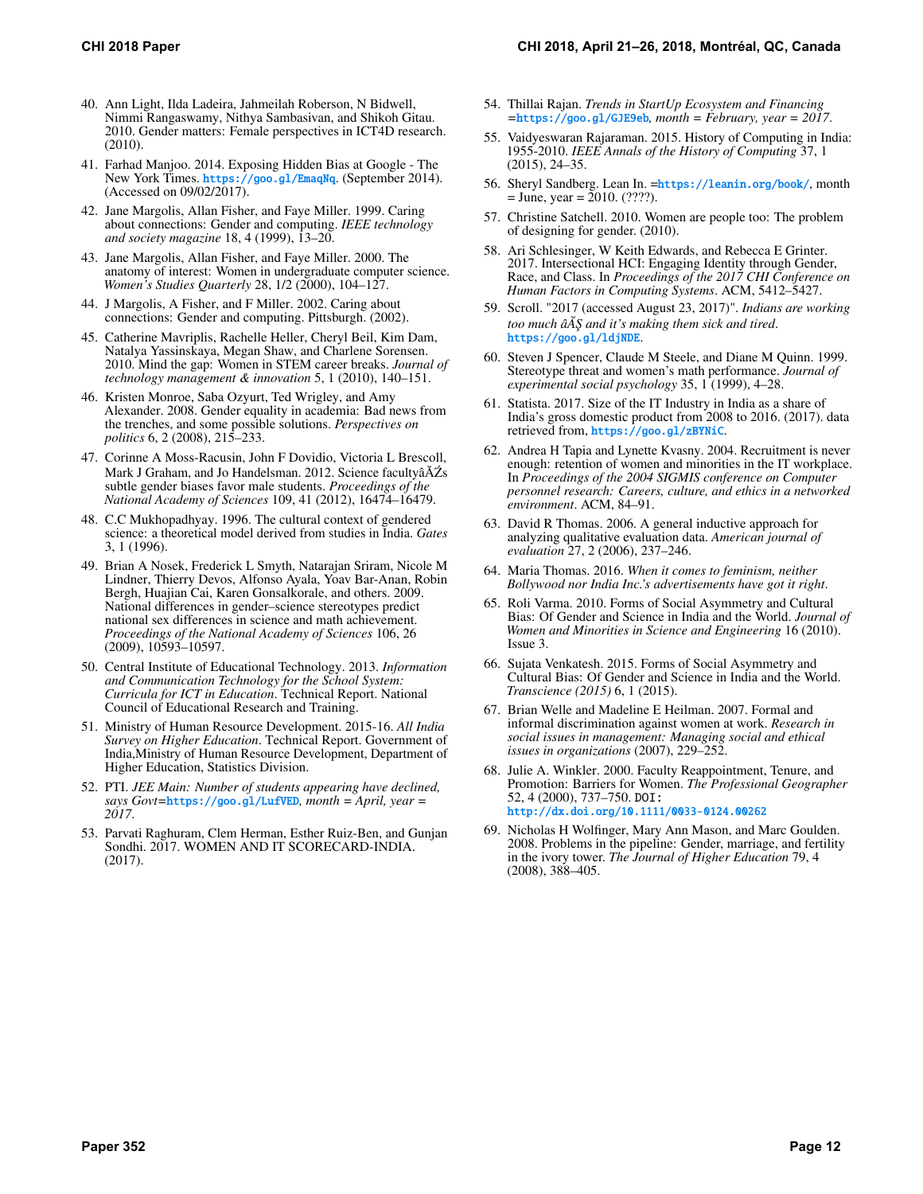40. Ann Light, Ilda Ladeira, Jahmeilah Roberson, N Bidwell, Nimmi Rangaswamy, Nithya Sambasivan, and Shikoh Gitau. 2010. Gender matters: Female perspectives in ICT4D research. (2010).

41. Farhad Manjoo. 2014. Exposing Hidden Bias at Google - The New York Times. https://goo.gl/EmaqNq. (September 2014). (Accessed on 09/02/2017).

42. Jane Margolis, Allan Fisher, and Faye Miller. 1999. Caring about connections: Gender and computing. *IEEE technology and society magazine* 18, 4 (1999), 13–20.

43. Jane Margolis, Allan Fisher, and Faye Miller. 2000. The anatomy of interest: Women in undergraduate computer science. *Women's Studies Quarterly* 28, 1/2 (2000), 104–127.

44. J Margolis, A Fisher, and F Miller. 2002. Caring about connections: Gender and computing. Pittsburgh. (2002).

45. Catherine Mavriplis, Rachelle Heller, Cheryl Beil, Kim Dam, Natalya Yassinskaya, Megan Shaw, and Charlene Sorensen. 2010. Mind the gap: Women in STEM career breaks. *Journal of technology management & innovation* 5, 1 (2010), 140–151.

46. Kristen Monroe, Saba Ozyurt, Ted Wrigley, and Amy Alexander. 2008. Gender equality in academia: Bad news from the trenches, and some possible solutions. *Perspectives on politics* 6, 2 (2008), 215–233.

47. Corinne A Moss-Racusin, John F Dovidio, Victoria L Brescoll, Mark J Graham, and Jo Handelsman. 2012. Science facultyâĂŹs subtle gender biases favor male students. *Proceedings of the National Academy of Sciences* 109, 41 (2012), 16474–16479.

48. C.C Mukhopadhyay. 1996. The cultural context of gendered science: a theoretical model derived from studies in India. *Gates* 3, 1 (1996).

49. Brian A Nosek, Frederick L Smyth, Natarajan Sriram, Nicole M Lindner, Thierry Devos, Alfonso Ayala, Yoav Bar-Anan, Robin Bergh, Huajian Cai, Karen Gonsalkorale, and others. 2009. National differences in gender–science stereotypes predict national sex differences in science and math achievement. *Proceedings of the National Academy of Sciences* 106, 26 (2009), 10593–10597.

50. Central Institute of Educational Technology. 2013. *Information and Communication Technology for the School System: Curricula for ICT in Education*. Technical Report. National Council of Educational Research and Training.

51. Ministry of Human Resource Development. 2015-16. *All India Survey on Higher Education*. Technical Report. Government of India,Ministry of Human Resource Development, Department of Higher Education, Statistics Division.

52. PTI. *JEE Main: Number of students appearing have declined, says Govt*=https://goo.gl/LufVED*, month = April, year = 2017*.

53. Parvati Raghuram, Clem Herman, Esther Ruiz-Ben, and Gunjan Sondhi. 2017. WOMEN AND IT SCORECARD-INDIA. (2017).

54. Thillai Rajan. *Trends in StartUp Ecosystem and Financing* =https://goo.gl/GJE9eb*, month = February, year = 2017*.

55. Vaidyeswaran Rajaraman. 2015. History of Computing in India: 1955-2010. *IEEE Annals of the History of Computing* 37, 1 (2015), 24–35.

56. Sheryl Sandberg. Lean In. =https://leanin.org/book/, month = June, year = 2010. (????).

57. Christine Satchell. 2010. Women are people too: The problem of designing for gender. (2010).

58. Ari Schlesinger, W Keith Edwards, and Rebecca E Grinter. 2017. Intersectional HCI: Engaging Identity through Gender, Race, and Class. In *Proceedings of the 2017 CHI Conference on Human Factors in Computing Systems*. ACM, 5412–5427.

59. Scroll. "2017 (accessed August 23, 2017)". *Indians are working too much âĂŞ and it's making them sick and tired*. https://goo.gl/ldjNDE.

60. Steven J Spencer, Claude M Steele, and Diane M Quinn. 1999. Stereotype threat and women's math performance. *Journal of experimental social psychology* 35, 1 (1999), 4–28.

61. Statista. 2017. Size of the IT Industry in India as a share of India's gross domestic product from 2008 to 2016. (2017). data retrieved from, https://goo.gl/zBYNiC.

62. Andrea H Tapia and Lynette Kvasny. 2004. Recruitment is never enough: retention of women and minorities in the IT workplace. In *Proceedings of the 2004 SIGMIS conference on Computer personnel research: Careers, culture, and ethics in a networked environment*. ACM, 84–91.

63. David R Thomas. 2006. A general inductive approach for analyzing qualitative evaluation data. *American journal of evaluation* 27, 2 (2006), 237–246.

64. Maria Thomas. 2016. *When it comes to feminism, neither Bollywood nor India Inc.'s advertisements have got it right*.

65. Roli Varma. 2010. Forms of Social Asymmetry and Cultural Bias: Of Gender and Science in India and the World. *Journal of Women and Minorities in Science and Engineering* 16 (2010). Issue 3.

66. Sujata Venkatesh. 2015. Forms of Social Asymmetry and Cultural Bias: Of Gender and Science in India and the World. *Transcience (2015)* 6, 1 (2015).

67. Brian Welle and Madeline E Heilman. 2007. Formal and informal discrimination against women at work. *Research in social issues in management: Managing social and ethical issues in organizations* (2007), 229–252.

68. Julie A. Winkler. 2000. Faculty Reappointment, Tenure, and Promotion: Barriers for Women. *The Professional Geographer* 52, 4 (2000), 737–750. DOI: http://dx.doi.org/10.1111/0033-0124.00262

69. Nicholas H Wolfinger, Mary Ann Mason, and Marc Goulden. 2008. Problems in the pipeline: Gender, marriage, and fertility in the ivory tower. *The Journal of Higher Education* 79, 4 (2008), 388–405.